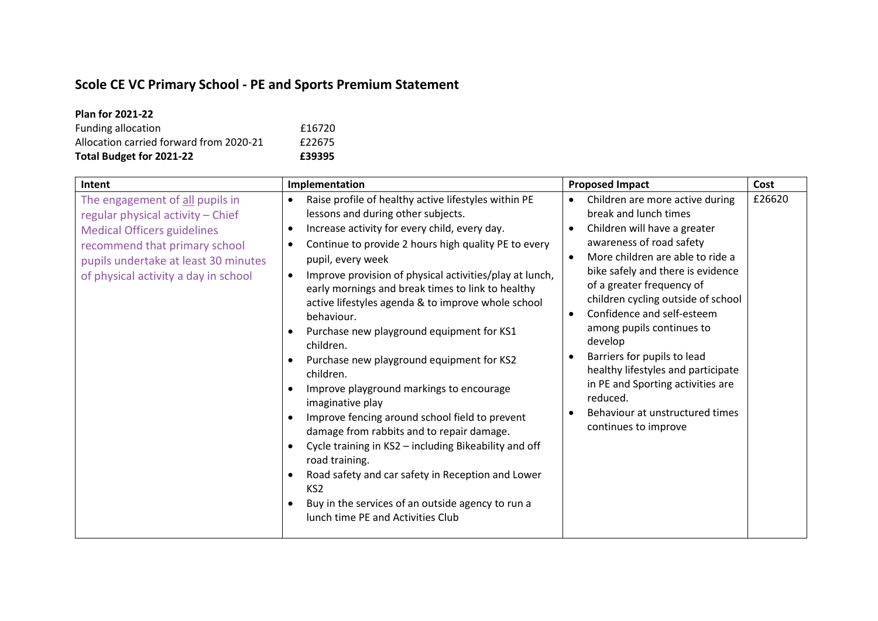# Scole CE VC Primary School - PE and Sports Premium Statement

**Plan for 2021-22**

| | |
|---|---|
| Funding allocation | £16720 |
| Allocation carried forward from 2020-21 | £22675 |
| **Total Budget for 2021-22** | **£39395** |

| Intent | Implementation | Proposed Impact | Cost |
|---|---|---|---|
| The engagement of all pupils in regular physical activity – Chief Medical Officers guidelines recommend that primary school pupils undertake at least 30 minutes of physical activity a day in school | • Raise profile of healthy active lifestyles within PE lessons and during other subjects.<br>• Increase activity for every child, every day.<br>• Continue to provide 2 hours high quality PE to every pupil, every week<br>• Improve provision of physical activities/play at lunch, early mornings and break times to link to healthy active lifestyles agenda & to improve whole school behaviour.<br>• Purchase new playground equipment for KS1 children.<br>• Purchase new playground equipment for KS2 children.<br>• Improve playground markings to encourage imaginative play<br>• Improve fencing around school field to prevent damage from rabbits and to repair damage.<br>• Cycle training in KS2 – including Bikeability and off road training.<br>• Road safety and car safety in Reception and Lower KS2<br>• Buy in the services of an outside agency to run a lunch time PE and Activities Club | • Children are more active during break and lunch times<br>• Children will have a greater awareness of road safety<br>• More children are able to ride a bike safely and there is evidence of a greater frequency of children cycling outside of school<br>• Confidence and self-esteem among pupils continues to develop<br>• Barriers for pupils to lead healthy lifestyles and participate in PE and Sporting activities are reduced.<br>• Behaviour at unstructured times continues to improve | £26620 |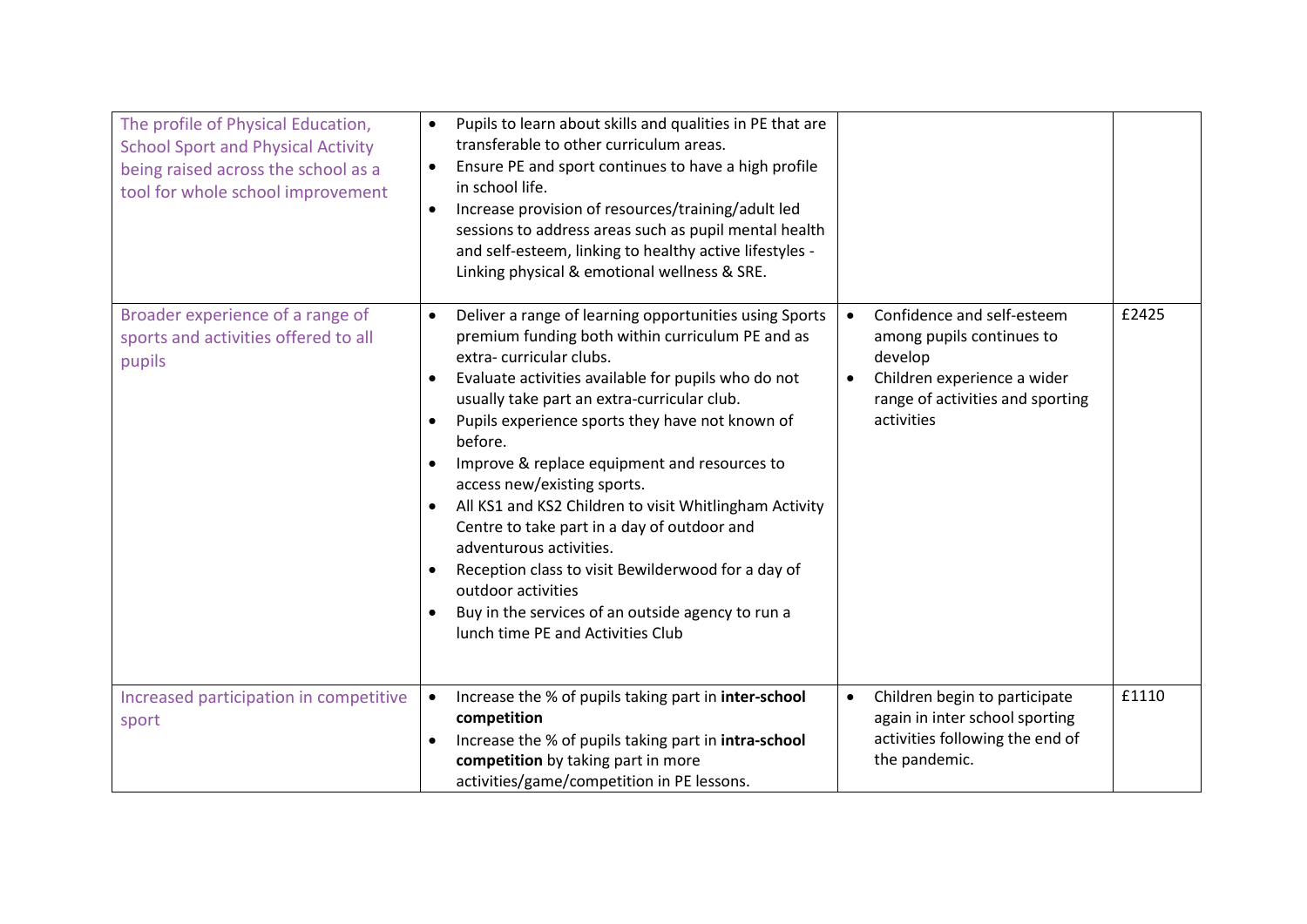| | | | |
|---|---|---|---|
| The profile of Physical Education, School Sport and Physical Activity being raised across the school as a tool for whole school improvement | • Pupils to learn about skills and qualities in PE that are transferable to other curriculum areas.<br>• Ensure PE and sport continues to have a high profile in school life.<br>• Increase provision of resources/training/adult led sessions to address areas such as pupil mental health and self-esteem, linking to healthy active lifestyles - Linking physical & emotional wellness & SRE. | | |
| Broader experience of a range of sports and activities offered to all pupils | • Deliver a range of learning opportunities using Sports premium funding both within curriculum PE and as extra- curricular clubs.<br>• Evaluate activities available for pupils who do not usually take part an extra-curricular club.<br>• Pupils experience sports they have not known of before.<br>• Improve & replace equipment and resources to access new/existing sports.<br>• All KS1 and KS2 Children to visit Whitlingham Activity Centre to take part in a day of outdoor and adventurous activities.<br>• Reception class to visit Bewilderwood for a day of outdoor activities<br>• Buy in the services of an outside agency to run a lunch time PE and Activities Club | • Confidence and self-esteem among pupils continues to develop<br>• Children experience a wider range of activities and sporting activities | £2425 |
| Increased participation in competitive sport | • Increase the % of pupils taking part in **inter-school competition**<br>• Increase the % of pupils taking part in **intra-school competition** by taking part in more activities/game/competition in PE lessons. | • Children begin to participate again in inter school sporting activities following the end of the pandemic. | £1110 |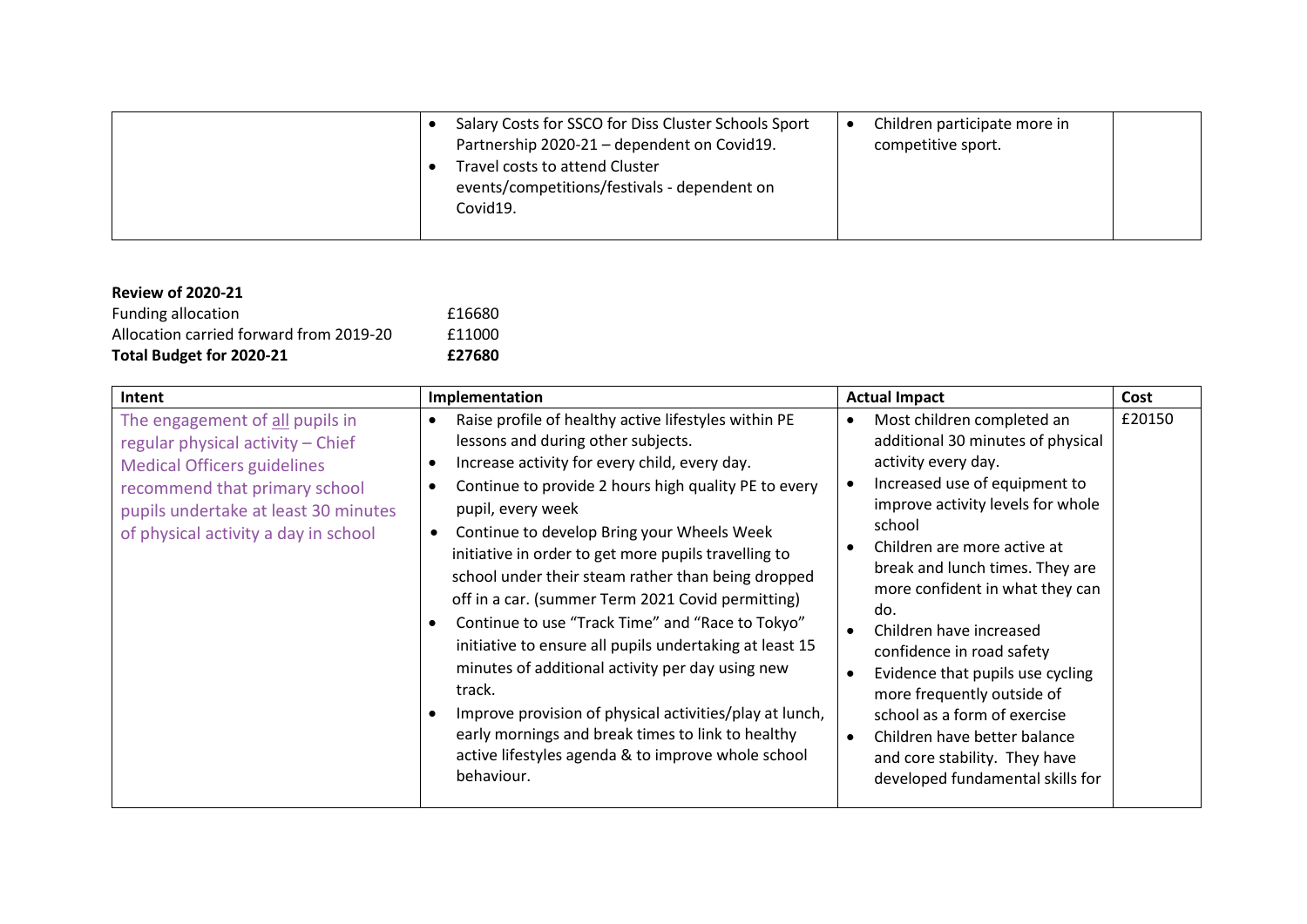| | | | |
|---|---|---|---|
| | • Salary Costs for SSCO for Diss Cluster Schools Sport Partnership 2020-21 – dependent on Covid19.<br>• Travel costs to attend Cluster events/competitions/festivals - dependent on Covid19. | • Children participate more in competitive sport. | |

**Review of 2020-21**

| | |
|---|---|
| Funding allocation | £16680 |
| Allocation carried forward from 2019-20 | £11000 |
| **Total Budget for 2020-21** | **£27680** |

| Intent | Implementation | Actual Impact | Cost |
|---|---|---|---|
| The engagement of all pupils in regular physical activity – Chief Medical Officers guidelines recommend that primary school pupils undertake at least 30 minutes of physical activity a day in school | • Raise profile of healthy active lifestyles within PE lessons and during other subjects.<br>• Increase activity for every child, every day.<br>• Continue to provide 2 hours high quality PE to every pupil, every week<br>• Continue to develop Bring your Wheels Week initiative in order to get more pupils travelling to school under their steam rather than being dropped off in a car. (summer Term 2021 Covid permitting)<br>• Continue to use "Track Time" and "Race to Tokyo" initiative to ensure all pupils undertaking at least 15 minutes of additional activity per day using new track.<br>• Improve provision of physical activities/play at lunch, early mornings and break times to link to healthy active lifestyles agenda & to improve whole school behaviour. | • Most children completed an additional 30 minutes of physical activity every day.<br>• Increased use of equipment to improve activity levels for whole school<br>• Children are more active at break and lunch times. They are more confident in what they can do.<br>• Children have increased confidence in road safety<br>• Evidence that pupils use cycling more frequently outside of school as a form of exercise<br>• Children have better balance and core stability. They have developed fundamental skills for | £20150 |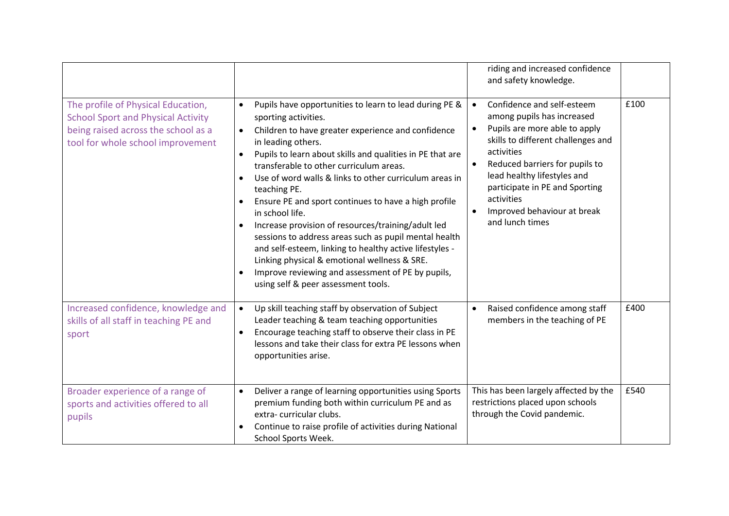| | | | |
|---|---|---|---|
| | | riding and increased confidence and safety knowledge. | |
| The profile of Physical Education, School Sport and Physical Activity being raised across the school as a tool for whole school improvement | • Pupils have opportunities to learn to lead during PE & sporting activities.<br>• Children to have greater experience and confidence in leading others.<br>• Pupils to learn about skills and qualities in PE that are transferable to other curriculum areas.<br>• Use of word walls & links to other curriculum areas in teaching PE.<br>• Ensure PE and sport continues to have a high profile in school life.<br>• Increase provision of resources/training/adult led sessions to address areas such as pupil mental health and self-esteem, linking to healthy active lifestyles - Linking physical & emotional wellness & SRE.<br>• Improve reviewing and assessment of PE by pupils, using self & peer assessment tools. | • Confidence and self-esteem among pupils has increased<br>• Pupils are more able to apply skills to different challenges and activities<br>• Reduced barriers for pupils to lead healthy lifestyles and participate in PE and Sporting activities<br>• Improved behaviour at break and lunch times | £100 |
| Increased confidence, knowledge and skills of all staff in teaching PE and sport | • Up skill teaching staff by observation of Subject Leader teaching & team teaching opportunities<br>• Encourage teaching staff to observe their class in PE lessons and take their class for extra PE lessons when opportunities arise. | • Raised confidence among staff members in the teaching of PE | £400 |
| Broader experience of a range of sports and activities offered to all pupils | • Deliver a range of learning opportunities using Sports premium funding both within curriculum PE and as extra- curricular clubs.<br>• Continue to raise profile of activities during National School Sports Week. | This has been largely affected by the restrictions placed upon schools through the Covid pandemic. | £540 |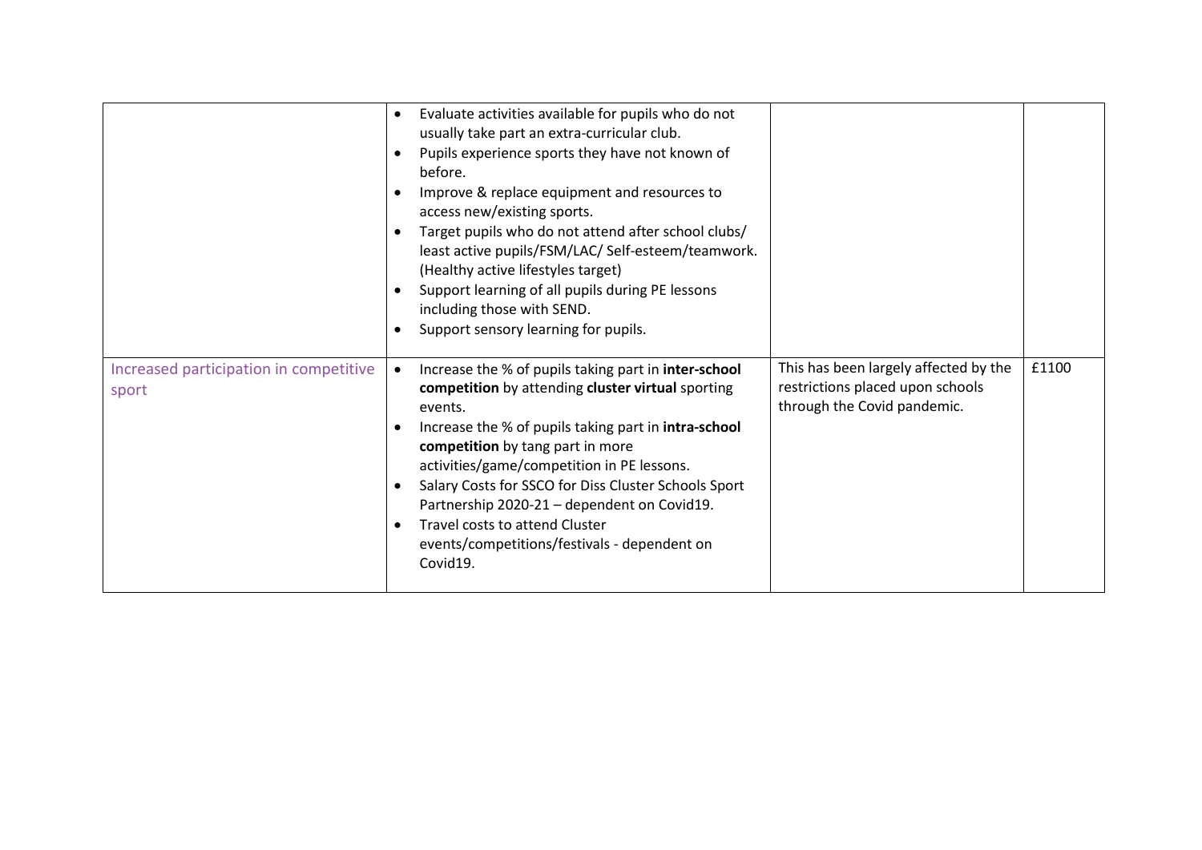| | | | |
|---|---|---|---|
| | • Evaluate activities available for pupils who do not usually take part an extra-curricular club.<br>• Pupils experience sports they have not known of before.<br>• Improve & replace equipment and resources to access new/existing sports.<br>• Target pupils who do not attend after school clubs/ least active pupils/FSM/LAC/ Self-esteem/teamwork. (Healthy active lifestyles target)<br>• Support learning of all pupils during PE lessons including those with SEND.<br>• Support sensory learning for pupils. | | |
| Increased participation in competitive sport | • Increase the % of pupils taking part in **inter-school competition** by attending **cluster virtual** sporting events.<br>• Increase the % of pupils taking part in **intra-school competition** by tang part in more activities/game/competition in PE lessons.<br>• Salary Costs for SSCO for Diss Cluster Schools Sport Partnership 2020-21 – dependent on Covid19.<br>• Travel costs to attend Cluster events/competitions/festivals - dependent on Covid19. | This has been largely affected by the restrictions placed upon schools through the Covid pandemic. | £1100 |